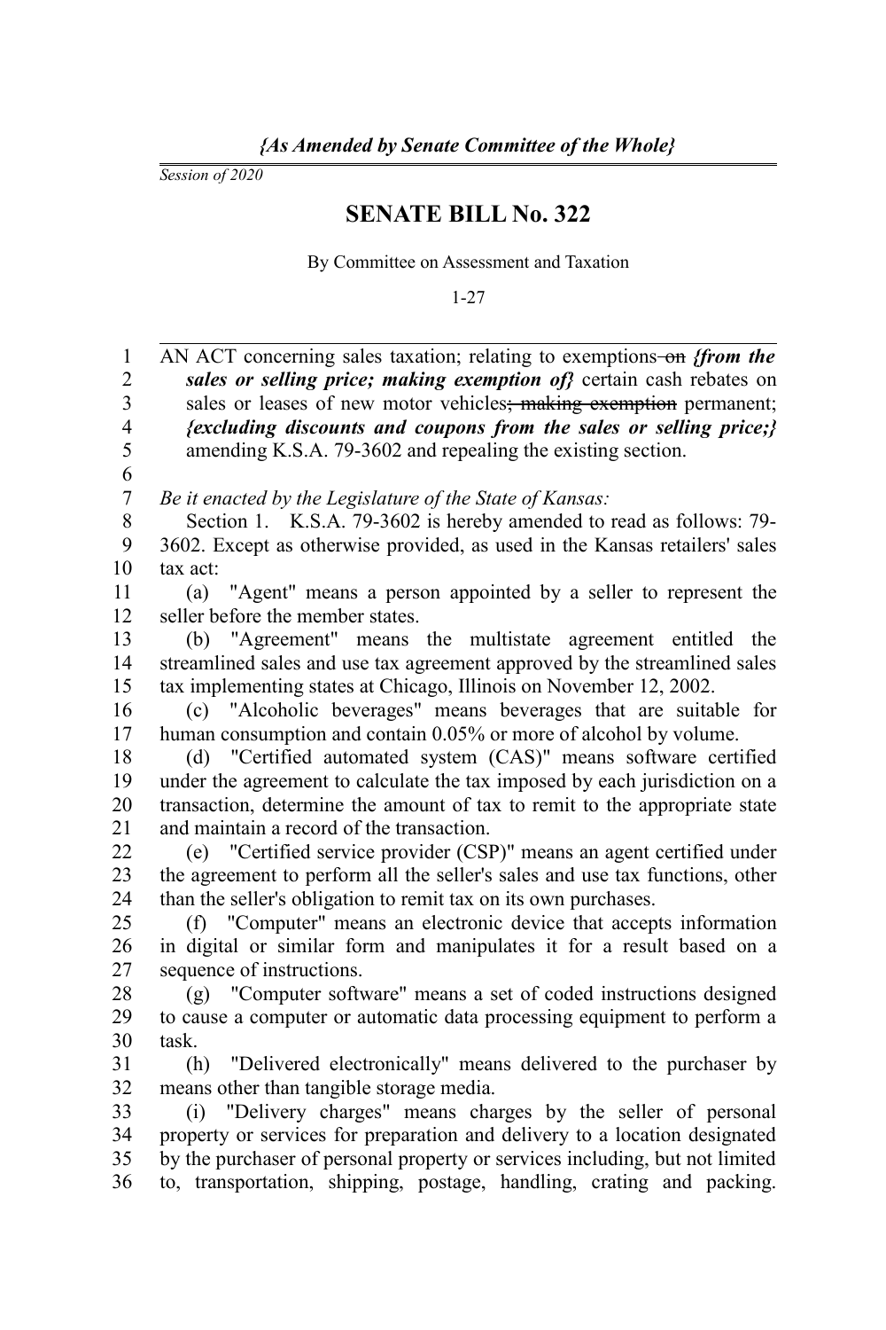*{As Amended by Senate Committee of the Whole}*

*Session of 2020*

# SENATE BILL No. 322

By Committee on Assessment and Taxation

1-27

AN ACT concerning sales taxation; relating to exemptions ~~on~~ ***{from the sales or selling price; making exemption of}*** certain cash rebates on sales or leases of new motor vehicles~~; making exemption~~ permanent; ***{excluding discounts and coupons from the sales or selling price;}*** amending K.S.A. 79-3602 and repealing the existing section.

*Be it enacted by the Legislature of the State of Kansas:*

Section 1. K.S.A. 79-3602 is hereby amended to read as follows: 79-3602. Except as otherwise provided, as used in the Kansas retailers' sales tax act:

(a) "Agent" means a person appointed by a seller to represent the seller before the member states.

(b) "Agreement" means the multistate agreement entitled the streamlined sales and use tax agreement approved by the streamlined sales tax implementing states at Chicago, Illinois on November 12, 2002.

(c) "Alcoholic beverages" means beverages that are suitable for human consumption and contain 0.05% or more of alcohol by volume.

(d) "Certified automated system (CAS)" means software certified under the agreement to calculate the tax imposed by each jurisdiction on a transaction, determine the amount of tax to remit to the appropriate state and maintain a record of the transaction.

(e) "Certified service provider (CSP)" means an agent certified under the agreement to perform all the seller's sales and use tax functions, other than the seller's obligation to remit tax on its own purchases.

(f) "Computer" means an electronic device that accepts information in digital or similar form and manipulates it for a result based on a sequence of instructions.

(g) "Computer software" means a set of coded instructions designed to cause a computer or automatic data processing equipment to perform a task.

(h) "Delivered electronically" means delivered to the purchaser by means other than tangible storage media.

(i) "Delivery charges" means charges by the seller of personal property or services for preparation and delivery to a location designated by the purchaser of personal property or services including, but not limited to, transportation, shipping, postage, handling, crating and packing.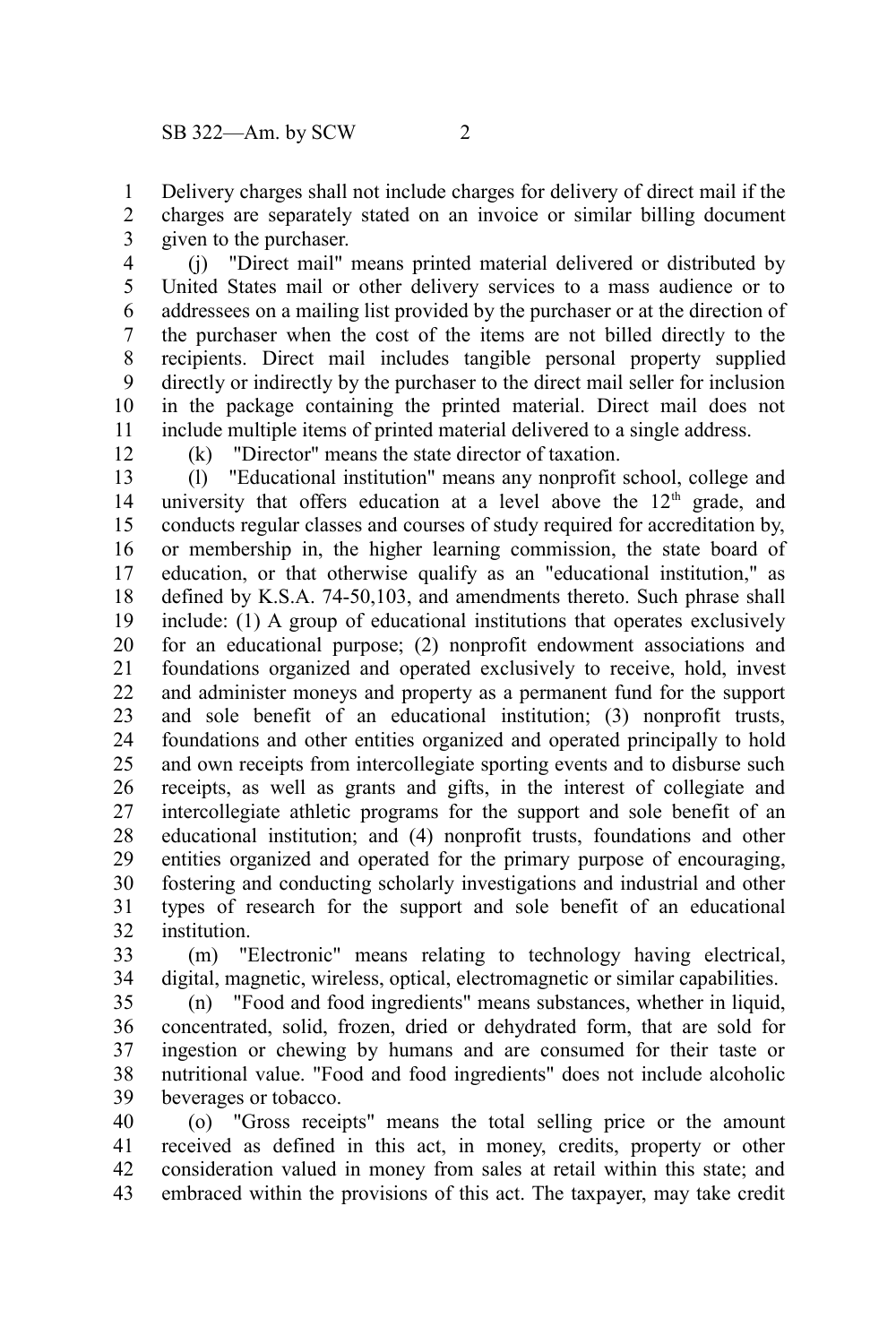Delivery charges shall not include charges for delivery of direct mail if the charges are separately stated on an invoice or similar billing document given to the purchaser.

(j) "Direct mail" means printed material delivered or distributed by United States mail or other delivery services to a mass audience or to addressees on a mailing list provided by the purchaser or at the direction of the purchaser when the cost of the items are not billed directly to the recipients. Direct mail includes tangible personal property supplied directly or indirectly by the purchaser to the direct mail seller for inclusion in the package containing the printed material. Direct mail does not include multiple items of printed material delivered to a single address.

(k) "Director" means the state director of taxation.

(l) "Educational institution" means any nonprofit school, college and university that offers education at a level above the 12th grade, and conducts regular classes and courses of study required for accreditation by, or membership in, the higher learning commission, the state board of education, or that otherwise qualify as an "educational institution," as defined by K.S.A. 74-50,103, and amendments thereto. Such phrase shall include: (1) A group of educational institutions that operates exclusively for an educational purpose; (2) nonprofit endowment associations and foundations organized and operated exclusively to receive, hold, invest and administer moneys and property as a permanent fund for the support and sole benefit of an educational institution; (3) nonprofit trusts, foundations and other entities organized and operated principally to hold and own receipts from intercollegiate sporting events and to disburse such receipts, as well as grants and gifts, in the interest of collegiate and intercollegiate athletic programs for the support and sole benefit of an educational institution; and (4) nonprofit trusts, foundations and other entities organized and operated for the primary purpose of encouraging, fostering and conducting scholarly investigations and industrial and other types of research for the support and sole benefit of an educational institution.

(m) "Electronic" means relating to technology having electrical, digital, magnetic, wireless, optical, electromagnetic or similar capabilities.

(n) "Food and food ingredients" means substances, whether in liquid, concentrated, solid, frozen, dried or dehydrated form, that are sold for ingestion or chewing by humans and are consumed for their taste or nutritional value. "Food and food ingredients" does not include alcoholic beverages or tobacco.

(o) "Gross receipts" means the total selling price or the amount received as defined in this act, in money, credits, property or other consideration valued in money from sales at retail within this state; and embraced within the provisions of this act. The taxpayer, may take credit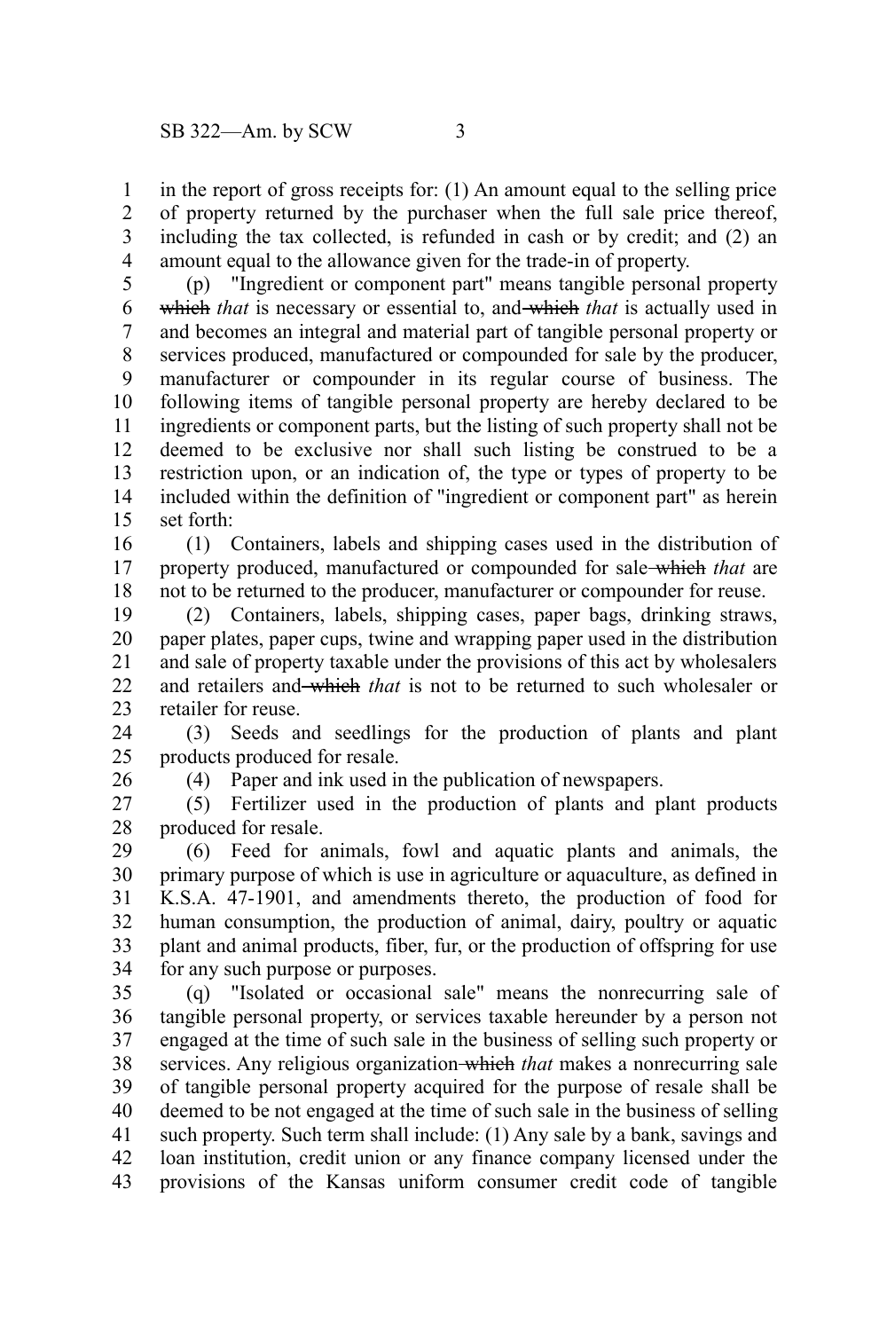in the report of gross receipts for: (1) An amount equal to the selling price of property returned by the purchaser when the full sale price thereof, including the tax collected, is refunded in cash or by credit; and (2) an amount equal to the allowance given for the trade-in of property.

(p) "Ingredient or component part" means tangible personal property ~~which~~ *that* is necessary or essential to, and ~~which~~ *that* is actually used in and becomes an integral and material part of tangible personal property or services produced, manufactured or compounded for sale by the producer, manufacturer or compounder in its regular course of business. The following items of tangible personal property are hereby declared to be ingredients or component parts, but the listing of such property shall not be deemed to be exclusive nor shall such listing be construed to be a restriction upon, or an indication of, the type or types of property to be included within the definition of "ingredient or component part" as herein set forth:

(1) Containers, labels and shipping cases used in the distribution of property produced, manufactured or compounded for sale ~~which~~ *that* are not to be returned to the producer, manufacturer or compounder for reuse.

(2) Containers, labels, shipping cases, paper bags, drinking straws, paper plates, paper cups, twine and wrapping paper used in the distribution and sale of property taxable under the provisions of this act by wholesalers and retailers and ~~which~~ *that* is not to be returned to such wholesaler or retailer for reuse.

(3) Seeds and seedlings for the production of plants and plant products produced for resale.

(4) Paper and ink used in the publication of newspapers.

(5) Fertilizer used in the production of plants and plant products produced for resale.

(6) Feed for animals, fowl and aquatic plants and animals, the primary purpose of which is use in agriculture or aquaculture, as defined in K.S.A. 47-1901, and amendments thereto, the production of food for human consumption, the production of animal, dairy, poultry or aquatic plant and animal products, fiber, fur, or the production of offspring for use for any such purpose or purposes.

(q) "Isolated or occasional sale" means the nonrecurring sale of tangible personal property, or services taxable hereunder by a person not engaged at the time of such sale in the business of selling such property or services. Any religious organization ~~which~~ *that* makes a nonrecurring sale of tangible personal property acquired for the purpose of resale shall be deemed to be not engaged at the time of such sale in the business of selling such property. Such term shall include: (1) Any sale by a bank, savings and loan institution, credit union or any finance company licensed under the provisions of the Kansas uniform consumer credit code of tangible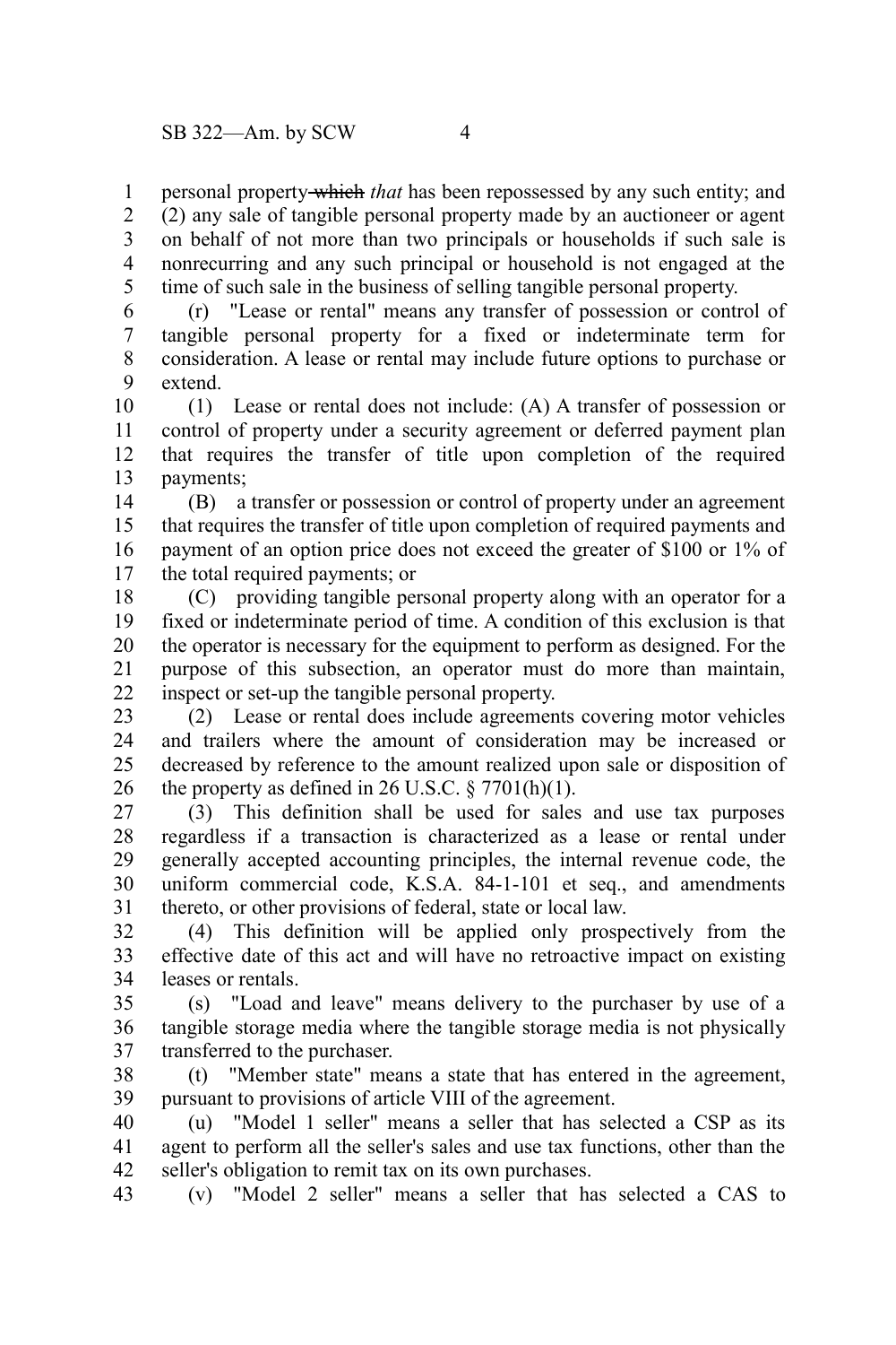personal property ~~which~~ *that* has been repossessed by any such entity; and (2) any sale of tangible personal property made by an auctioneer or agent on behalf of not more than two principals or households if such sale is nonrecurring and any such principal or household is not engaged at the time of such sale in the business of selling tangible personal property.

(r) "Lease or rental" means any transfer of possession or control of tangible personal property for a fixed or indeterminate term for consideration. A lease or rental may include future options to purchase or extend.

(1) Lease or rental does not include: (A) A transfer of possession or control of property under a security agreement or deferred payment plan that requires the transfer of title upon completion of the required payments;

(B) a transfer or possession or control of property under an agreement that requires the transfer of title upon completion of required payments and payment of an option price does not exceed the greater of $100 or 1% of the total required payments; or

(C) providing tangible personal property along with an operator for a fixed or indeterminate period of time. A condition of this exclusion is that the operator is necessary for the equipment to perform as designed. For the purpose of this subsection, an operator must do more than maintain, inspect or set-up the tangible personal property.

(2) Lease or rental does include agreements covering motor vehicles and trailers where the amount of consideration may be increased or decreased by reference to the amount realized upon sale or disposition of the property as defined in 26 U.S.C. § 7701(h)(1).

(3) This definition shall be used for sales and use tax purposes regardless if a transaction is characterized as a lease or rental under generally accepted accounting principles, the internal revenue code, the uniform commercial code, K.S.A. 84-1-101 et seq., and amendments thereto, or other provisions of federal, state or local law.

(4) This definition will be applied only prospectively from the effective date of this act and will have no retroactive impact on existing leases or rentals.

(s) "Load and leave" means delivery to the purchaser by use of a tangible storage media where the tangible storage media is not physically transferred to the purchaser.

(t) "Member state" means a state that has entered in the agreement, pursuant to provisions of article VIII of the agreement.

(u) "Model 1 seller" means a seller that has selected a CSP as its agent to perform all the seller's sales and use tax functions, other than the seller's obligation to remit tax on its own purchases.

(v) "Model 2 seller" means a seller that has selected a CAS to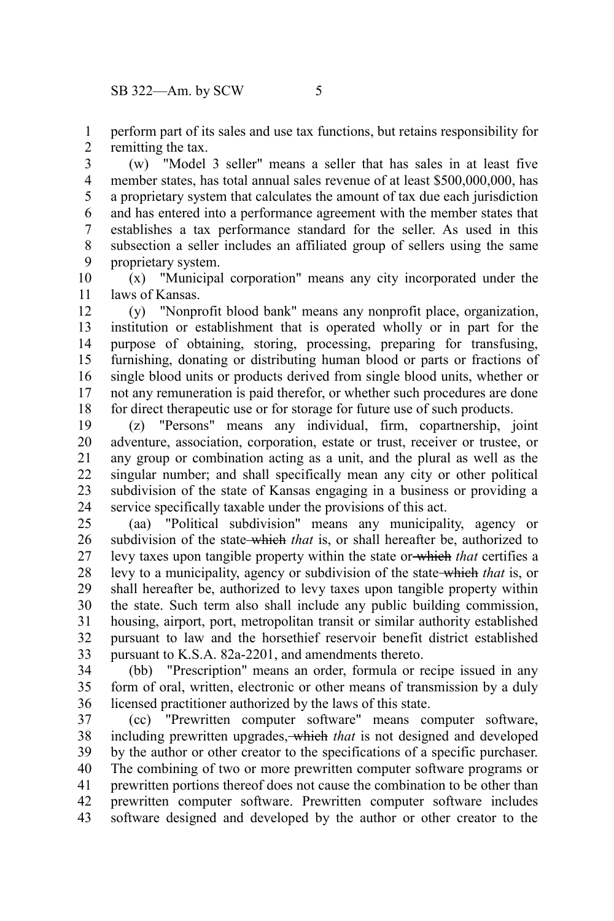perform part of its sales and use tax functions, but retains responsibility for remitting the tax.

(w) "Model 3 seller" means a seller that has sales in at least five member states, has total annual sales revenue of at least $500,000,000, has a proprietary system that calculates the amount of tax due each jurisdiction and has entered into a performance agreement with the member states that establishes a tax performance standard for the seller. As used in this subsection a seller includes an affiliated group of sellers using the same proprietary system.

(x) "Municipal corporation" means any city incorporated under the laws of Kansas.

(y) "Nonprofit blood bank" means any nonprofit place, organization, institution or establishment that is operated wholly or in part for the purpose of obtaining, storing, processing, preparing for transfusing, furnishing, donating or distributing human blood or parts or fractions of single blood units or products derived from single blood units, whether or not any remuneration is paid therefor, or whether such procedures are done for direct therapeutic use or for storage for future use of such products.

(z) "Persons" means any individual, firm, copartnership, joint adventure, association, corporation, estate or trust, receiver or trustee, or any group or combination acting as a unit, and the plural as well as the singular number; and shall specifically mean any city or other political subdivision of the state of Kansas engaging in a business or providing a service specifically taxable under the provisions of this act.

(aa) "Political subdivision" means any municipality, agency or subdivision of the state ~~which~~ *that* is, or shall hereafter be, authorized to levy taxes upon tangible property within the state or ~~which~~ *that* certifies a levy to a municipality, agency or subdivision of the state ~~which~~ *that* is, or shall hereafter be, authorized to levy taxes upon tangible property within the state. Such term also shall include any public building commission, housing, airport, port, metropolitan transit or similar authority established pursuant to law and the horsethief reservoir benefit district established pursuant to K.S.A. 82a-2201, and amendments thereto.

(bb) "Prescription" means an order, formula or recipe issued in any form of oral, written, electronic or other means of transmission by a duly licensed practitioner authorized by the laws of this state.

(cc) "Prewritten computer software" means computer software, including prewritten upgrades, ~~which~~ *that* is not designed and developed by the author or other creator to the specifications of a specific purchaser. The combining of two or more prewritten computer software programs or prewritten portions thereof does not cause the combination to be other than prewritten computer software. Prewritten computer software includes software designed and developed by the author or other creator to the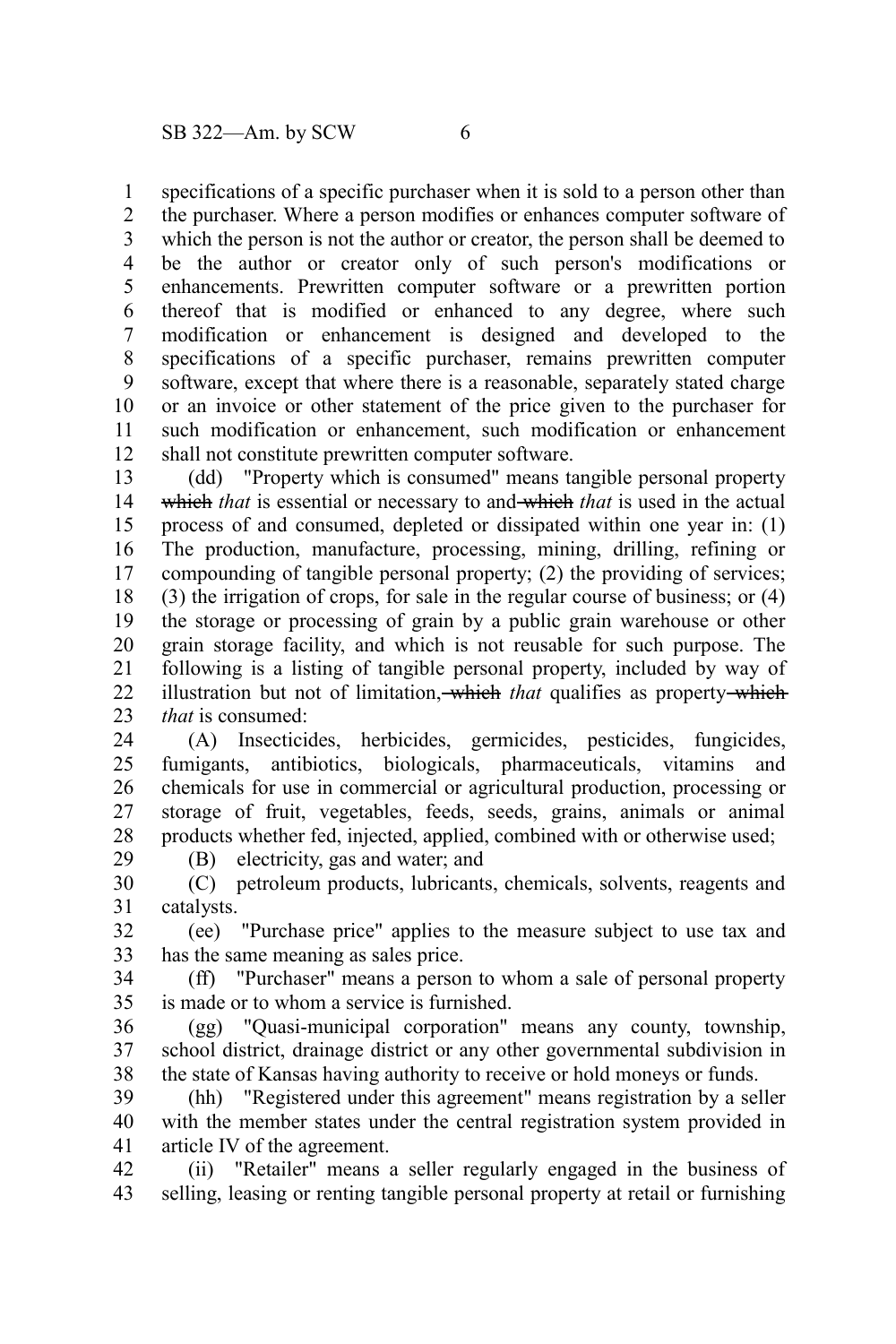specifications of a specific purchaser when it is sold to a person other than the purchaser. Where a person modifies or enhances computer software of which the person is not the author or creator, the person shall be deemed to be the author or creator only of such person's modifications or enhancements. Prewritten computer software or a prewritten portion thereof that is modified or enhanced to any degree, where such modification or enhancement is designed and developed to the specifications of a specific purchaser, remains prewritten computer software, except that where there is a reasonable, separately stated charge or an invoice or other statement of the price given to the purchaser for such modification or enhancement, such modification or enhancement shall not constitute prewritten computer software.

(dd) "Property which is consumed" means tangible personal property ~~which~~ *that* is essential or necessary to and ~~which~~ *that* is used in the actual process of and consumed, depleted or dissipated within one year in: (1) The production, manufacture, processing, mining, drilling, refining or compounding of tangible personal property; (2) the providing of services; (3) the irrigation of crops, for sale in the regular course of business; or (4) the storage or processing of grain by a public grain warehouse or other grain storage facility, and which is not reusable for such purpose. The following is a listing of tangible personal property, included by way of illustration but not of limitation, ~~which~~ *that* qualifies as property ~~which~~ *that* is consumed:

(A) Insecticides, herbicides, germicides, pesticides, fungicides, fumigants, antibiotics, biologicals, pharmaceuticals, vitamins and chemicals for use in commercial or agricultural production, processing or storage of fruit, vegetables, feeds, seeds, grains, animals or animal products whether fed, injected, applied, combined with or otherwise used;

(B) electricity, gas and water; and

(C) petroleum products, lubricants, chemicals, solvents, reagents and catalysts.

(ee) "Purchase price" applies to the measure subject to use tax and has the same meaning as sales price.

(ff) "Purchaser" means a person to whom a sale of personal property is made or to whom a service is furnished.

(gg) "Quasi-municipal corporation" means any county, township, school district, drainage district or any other governmental subdivision in the state of Kansas having authority to receive or hold moneys or funds.

(hh) "Registered under this agreement" means registration by a seller with the member states under the central registration system provided in article IV of the agreement.

(ii) "Retailer" means a seller regularly engaged in the business of selling, leasing or renting tangible personal property at retail or furnishing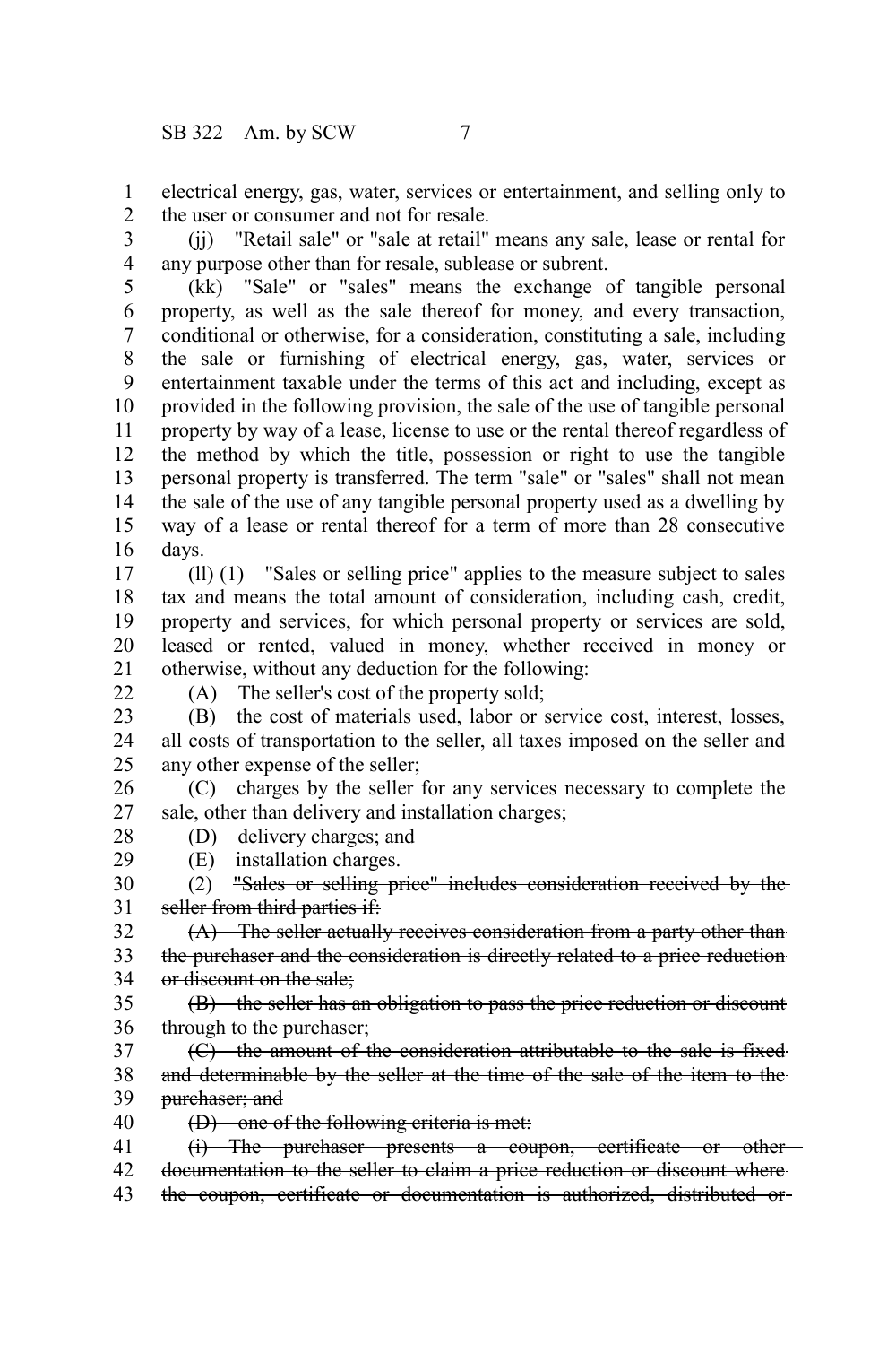electrical energy, gas, water, services or entertainment, and selling only to the user or consumer and not for resale.

(jj) "Retail sale" or "sale at retail" means any sale, lease or rental for any purpose other than for resale, sublease or subrent.

(kk) "Sale" or "sales" means the exchange of tangible personal property, as well as the sale thereof for money, and every transaction, conditional or otherwise, for a consideration, constituting a sale, including the sale or furnishing of electrical energy, gas, water, services or entertainment taxable under the terms of this act and including, except as provided in the following provision, the sale of the use of tangible personal property by way of a lease, license to use or the rental thereof regardless of the method by which the title, possession or right to use the tangible personal property is transferred. The term "sale" or "sales" shall not mean the sale of the use of any tangible personal property used as a dwelling by way of a lease or rental thereof for a term of more than 28 consecutive days.

(ll) (1) "Sales or selling price" applies to the measure subject to sales tax and means the total amount of consideration, including cash, credit, property and services, for which personal property or services are sold, leased or rented, valued in money, whether received in money or otherwise, without any deduction for the following:

(A) The seller's cost of the property sold;

(B) the cost of materials used, labor or service cost, interest, losses, all costs of transportation to the seller, all taxes imposed on the seller and any other expense of the seller;

(C) charges by the seller for any services necessary to complete the sale, other than delivery and installation charges;

(D) delivery charges; and

(E) installation charges.

(2) ~~"Sales or selling price" includes consideration received by the seller from third parties if:~~

~~(A) The seller actually receives consideration from a party other than the purchaser and the consideration is directly related to a price reduction or discount on the sale;~~

~~(B) the seller has an obligation to pass the price reduction or discount through to the purchaser;~~

~~(C) the amount of the consideration attributable to the sale is fixed and determinable by the seller at the time of the sale of the item to the purchaser; and~~

~~(D) one of the following criteria is met:~~

~~(i) The purchaser presents a coupon, certificate or other documentation to the seller to claim a price reduction or discount where the coupon, certificate or documentation is authorized, distributed or~~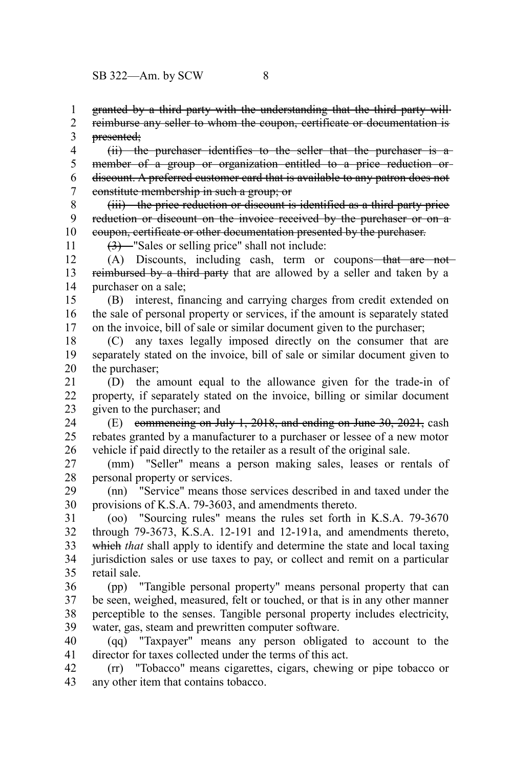~~granted by a third party with the understanding that the third party will reimburse any seller to whom the coupon, certificate or documentation is presented;~~

~~(ii) the purchaser identifies to the seller that the purchaser is a member of a group or organization entitled to a price reduction or discount. A preferred customer card that is available to any patron does not constitute membership in such a group; or~~

~~(iii) the price reduction or discount is identified as a third party price reduction or discount on the invoice received by the purchaser or on a coupon, certificate or other documentation presented by the purchaser.~~

~~(3)~~ "Sales or selling price" shall not include:

(A) Discounts, including cash, term or coupons ~~that are not reimbursed by a third party~~ that are allowed by a seller and taken by a purchaser on a sale;

(B) interest, financing and carrying charges from credit extended on the sale of personal property or services, if the amount is separately stated on the invoice, bill of sale or similar document given to the purchaser;

(C) any taxes legally imposed directly on the consumer that are separately stated on the invoice, bill of sale or similar document given to the purchaser;

(D) the amount equal to the allowance given for the trade-in of property, if separately stated on the invoice, billing or similar document given to the purchaser; and

(E) ~~commencing on July 1, 2018, and ending on June 30, 2021,~~ cash rebates granted by a manufacturer to a purchaser or lessee of a new motor vehicle if paid directly to the retailer as a result of the original sale.

(mm) "Seller" means a person making sales, leases or rentals of personal property or services.

(nn) "Service" means those services described in and taxed under the provisions of K.S.A. 79-3603, and amendments thereto.

(oo) "Sourcing rules" means the rules set forth in K.S.A. 79-3670 through 79-3673, K.S.A. 12-191 and 12-191a, and amendments thereto, ~~which~~ *that* shall apply to identify and determine the state and local taxing jurisdiction sales or use taxes to pay, or collect and remit on a particular retail sale.

(pp) "Tangible personal property" means personal property that can be seen, weighed, measured, felt or touched, or that is in any other manner perceptible to the senses. Tangible personal property includes electricity, water, gas, steam and prewritten computer software.

(qq) "Taxpayer" means any person obligated to account to the director for taxes collected under the terms of this act.

(rr) "Tobacco" means cigarettes, cigars, chewing or pipe tobacco or any other item that contains tobacco.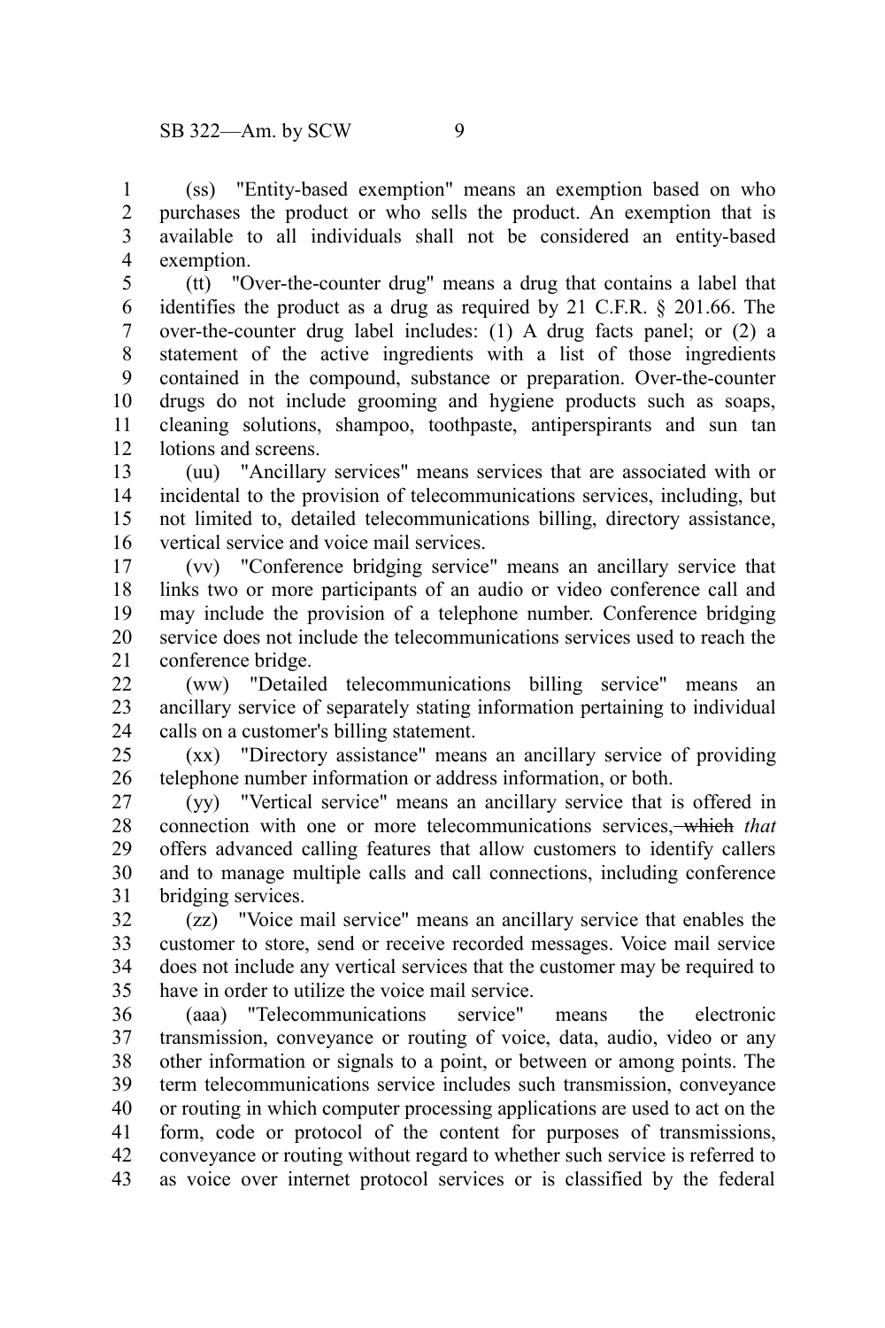(ss) "Entity-based exemption" means an exemption based on who purchases the product or who sells the product. An exemption that is available to all individuals shall not be considered an entity-based exemption.

(tt) "Over-the-counter drug" means a drug that contains a label that identifies the product as a drug as required by 21 C.F.R. § 201.66. The over-the-counter drug label includes: (1) A drug facts panel; or (2) a statement of the active ingredients with a list of those ingredients contained in the compound, substance or preparation. Over-the-counter drugs do not include grooming and hygiene products such as soaps, cleaning solutions, shampoo, toothpaste, antiperspirants and sun tan lotions and screens.

(uu) "Ancillary services" means services that are associated with or incidental to the provision of telecommunications services, including, but not limited to, detailed telecommunications billing, directory assistance, vertical service and voice mail services.

(vv) "Conference bridging service" means an ancillary service that links two or more participants of an audio or video conference call and may include the provision of a telephone number. Conference bridging service does not include the telecommunications services used to reach the conference bridge.

(ww) "Detailed telecommunications billing service" means an ancillary service of separately stating information pertaining to individual calls on a customer's billing statement.

(xx) "Directory assistance" means an ancillary service of providing telephone number information or address information, or both.

(yy) "Vertical service" means an ancillary service that is offered in connection with one or more telecommunications services, ~~which~~ *that* offers advanced calling features that allow customers to identify callers and to manage multiple calls and call connections, including conference bridging services.

(zz) "Voice mail service" means an ancillary service that enables the customer to store, send or receive recorded messages. Voice mail service does not include any vertical services that the customer may be required to have in order to utilize the voice mail service.

(aaa) "Telecommunications service" means the electronic transmission, conveyance or routing of voice, data, audio, video or any other information or signals to a point, or between or among points. The term telecommunications service includes such transmission, conveyance or routing in which computer processing applications are used to act on the form, code or protocol of the content for purposes of transmissions, conveyance or routing without regard to whether such service is referred to as voice over internet protocol services or is classified by the federal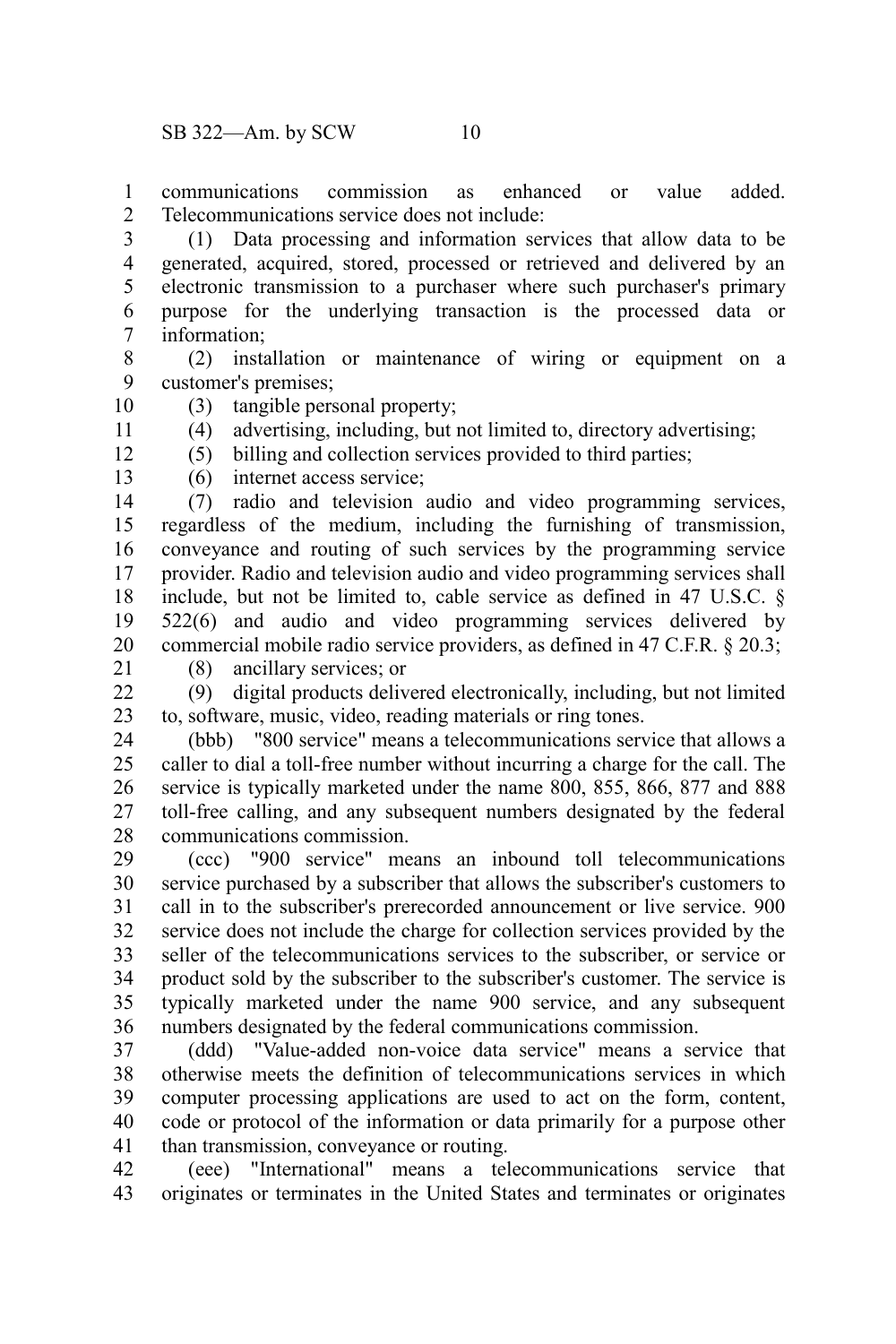communications commission as enhanced or value added. Telecommunications service does not include:

(1) Data processing and information services that allow data to be generated, acquired, stored, processed or retrieved and delivered by an electronic transmission to a purchaser where such purchaser's primary purpose for the underlying transaction is the processed data or information;

(2) installation or maintenance of wiring or equipment on a customer's premises;

(3) tangible personal property;

(4) advertising, including, but not limited to, directory advertising;

(5) billing and collection services provided to third parties;

(6) internet access service;

(7) radio and television audio and video programming services, regardless of the medium, including the furnishing of transmission, conveyance and routing of such services by the programming service provider. Radio and television audio and video programming services shall include, but not be limited to, cable service as defined in 47 U.S.C. § 522(6) and audio and video programming services delivered by commercial mobile radio service providers, as defined in 47 C.F.R. § 20.3;

(8) ancillary services; or

(9) digital products delivered electronically, including, but not limited to, software, music, video, reading materials or ring tones.

(bbb) "800 service" means a telecommunications service that allows a caller to dial a toll-free number without incurring a charge for the call. The service is typically marketed under the name 800, 855, 866, 877 and 888 toll-free calling, and any subsequent numbers designated by the federal communications commission.

(ccc) "900 service" means an inbound toll telecommunications service purchased by a subscriber that allows the subscriber's customers to call in to the subscriber's prerecorded announcement or live service. 900 service does not include the charge for collection services provided by the seller of the telecommunications services to the subscriber, or service or product sold by the subscriber to the subscriber's customer. The service is typically marketed under the name 900 service, and any subsequent numbers designated by the federal communications commission.

(ddd) "Value-added non-voice data service" means a service that otherwise meets the definition of telecommunications services in which computer processing applications are used to act on the form, content, code or protocol of the information or data primarily for a purpose other than transmission, conveyance or routing.

(eee) "International" means a telecommunications service that originates or terminates in the United States and terminates or originates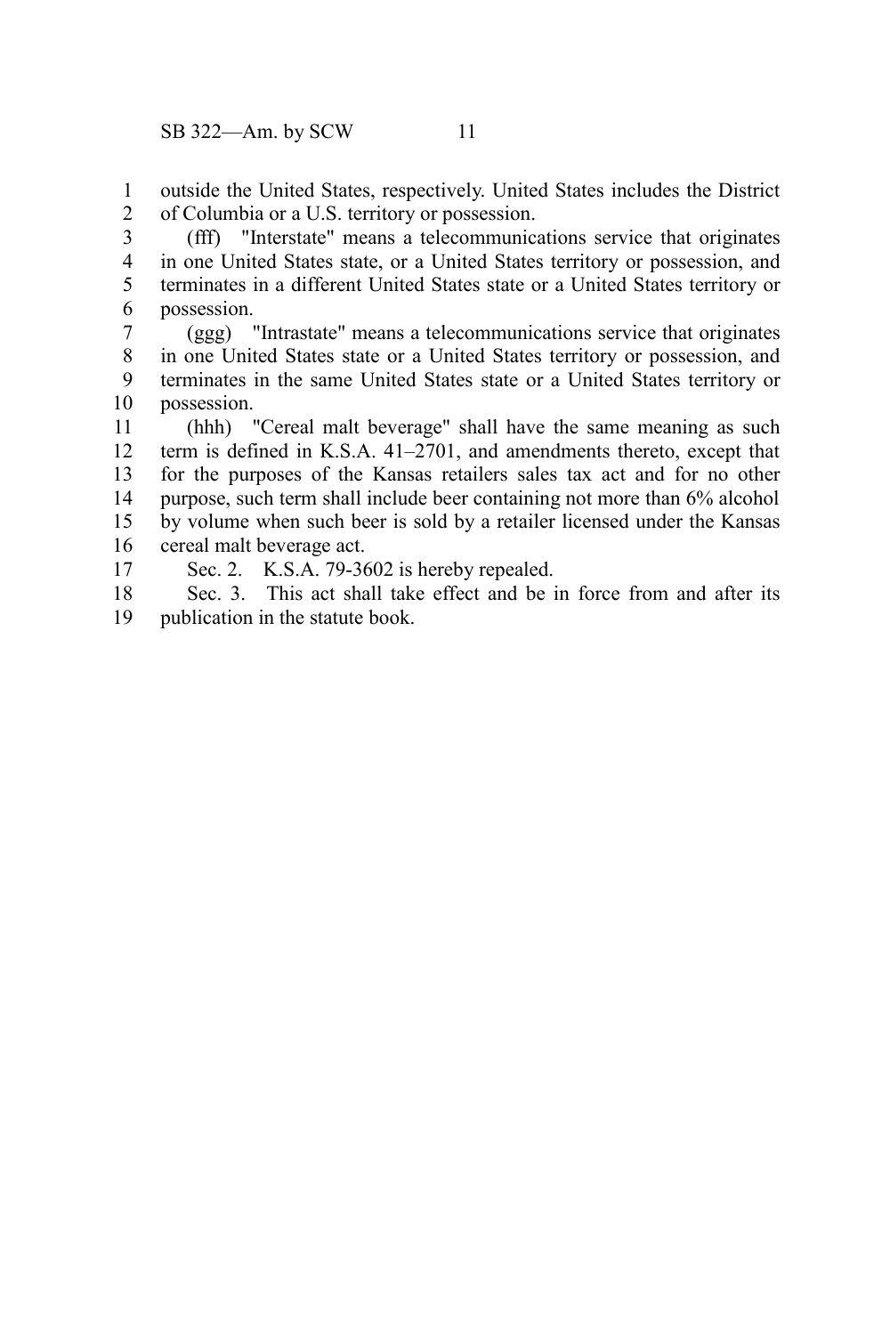outside the United States, respectively. United States includes the District of Columbia or a U.S. territory or possession.

(fff) "Interstate" means a telecommunications service that originates in one United States state, or a United States territory or possession, and terminates in a different United States state or a United States territory or possession.

(ggg) "Intrastate" means a telecommunications service that originates in one United States state or a United States territory or possession, and terminates in the same United States state or a United States territory or possession.

(hhh) "Cereal malt beverage" shall have the same meaning as such term is defined in K.S.A. 41–2701, and amendments thereto, except that for the purposes of the Kansas retailers sales tax act and for no other purpose, such term shall include beer containing not more than 6% alcohol by volume when such beer is sold by a retailer licensed under the Kansas cereal malt beverage act.

Sec. 2. K.S.A. 79-3602 is hereby repealed.

Sec. 3. This act shall take effect and be in force from and after its publication in the statute book.